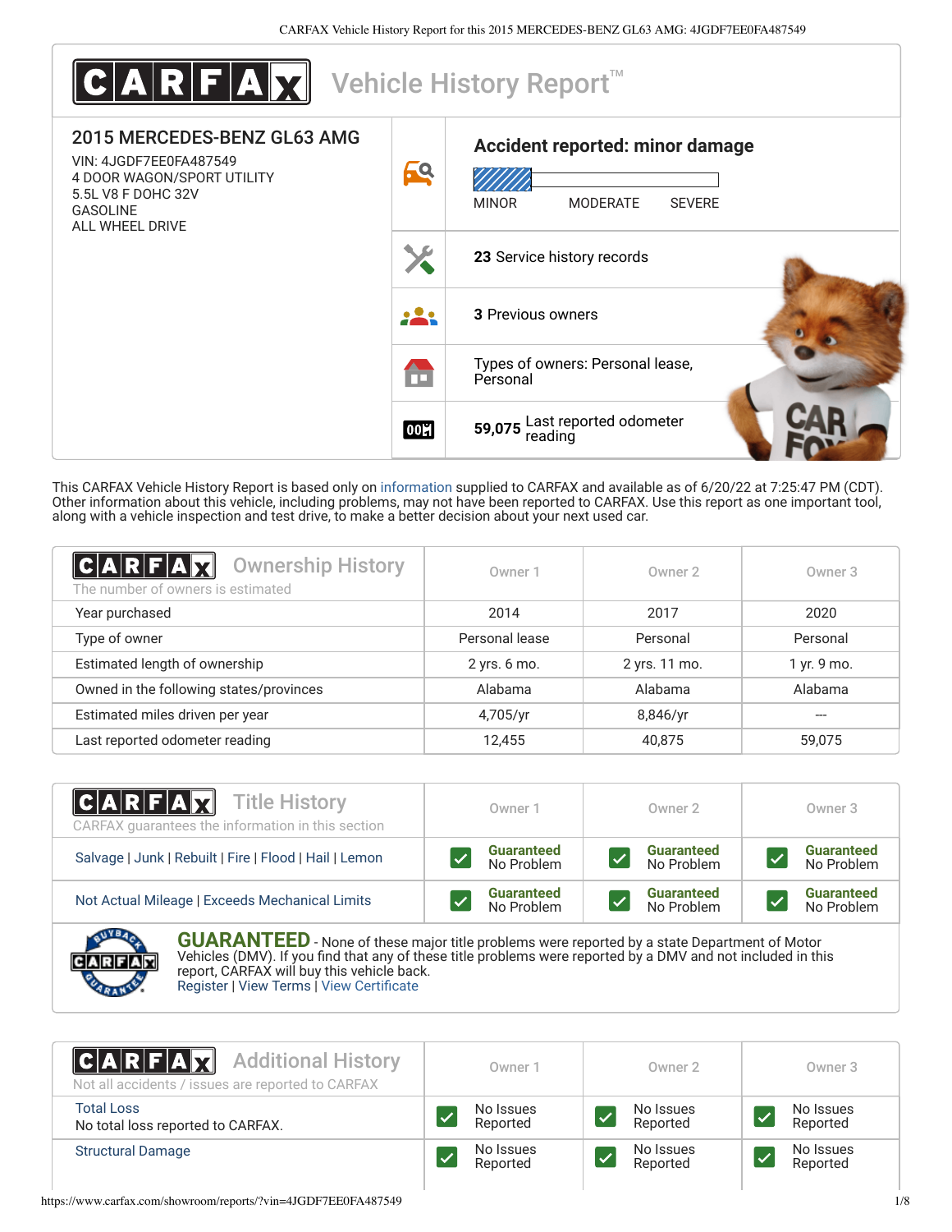# CARFAX Vehicle History Report™

## 2015 MERCEDES-BENZ GL63 AMG

VIN: 4JGDF7EE0FA487549
4 DOOR WAGON/SPORT UTILITY
5.5L V8 F DOHC 32V
GASOLINE
ALL WHEEL DRIVE

**Accident reported: minor damage**

MINOR | MODERATE | SEVERE

**23** Service history records

**3** Previous owners

Types of owners: Personal lease, Personal

**59,075** Last reported odometer reading

This CARFAX Vehicle History Report is based only on information supplied to CARFAX and available as of 6/20/22 at 7:25:47 PM (CDT). Other information about this vehicle, including problems, may not have been reported to CARFAX. Use this report as one important tool, along with a vehicle inspection and test drive, to make a better decision about your next used car.

## CARFAX Ownership History

The number of owners is estimated

| | Owner 1 | Owner 2 | Owner 3 |
|---|---|---|---|
| Year purchased | 2014 | 2017 | 2020 |
| Type of owner | Personal lease | Personal | Personal |
| Estimated length of ownership | 2 yrs. 6 mo. | 2 yrs. 11 mo. | 1 yr. 9 mo. |
| Owned in the following states/provinces | Alabama | Alabama | Alabama |
| Estimated miles driven per year | 4,705/yr | 8,846/yr | --- |
| Last reported odometer reading | 12,455 | 40,875 | 59,075 |

## CARFAX Title History

CARFAX guarantees the information in this section

| | Owner 1 | Owner 2 | Owner 3 |
|---|---|---|---|
| Salvage \| Junk \| Rebuilt \| Fire \| Flood \| Hail \| Lemon | Guaranteed No Problem | Guaranteed No Problem | Guaranteed No Problem |
| Not Actual Mileage \| Exceeds Mechanical Limits | Guaranteed No Problem | Guaranteed No Problem | Guaranteed No Problem |

**GUARANTEED** - None of these major title problems were reported by a state Department of Motor Vehicles (DMV). If you find that any of these title problems were reported by a DMV and not included in this report, CARFAX will buy this vehicle back.
Register | View Terms | View Certificate

## CARFAX Additional History

Not all accidents / issues are reported to CARFAX

| | Owner 1 | Owner 2 | Owner 3 |
|---|---|---|---|
| Total Loss<br>No total loss reported to CARFAX. | No Issues Reported | No Issues Reported | No Issues Reported |
| Structural Damage | No Issues Reported | No Issues Reported | No Issues Reported |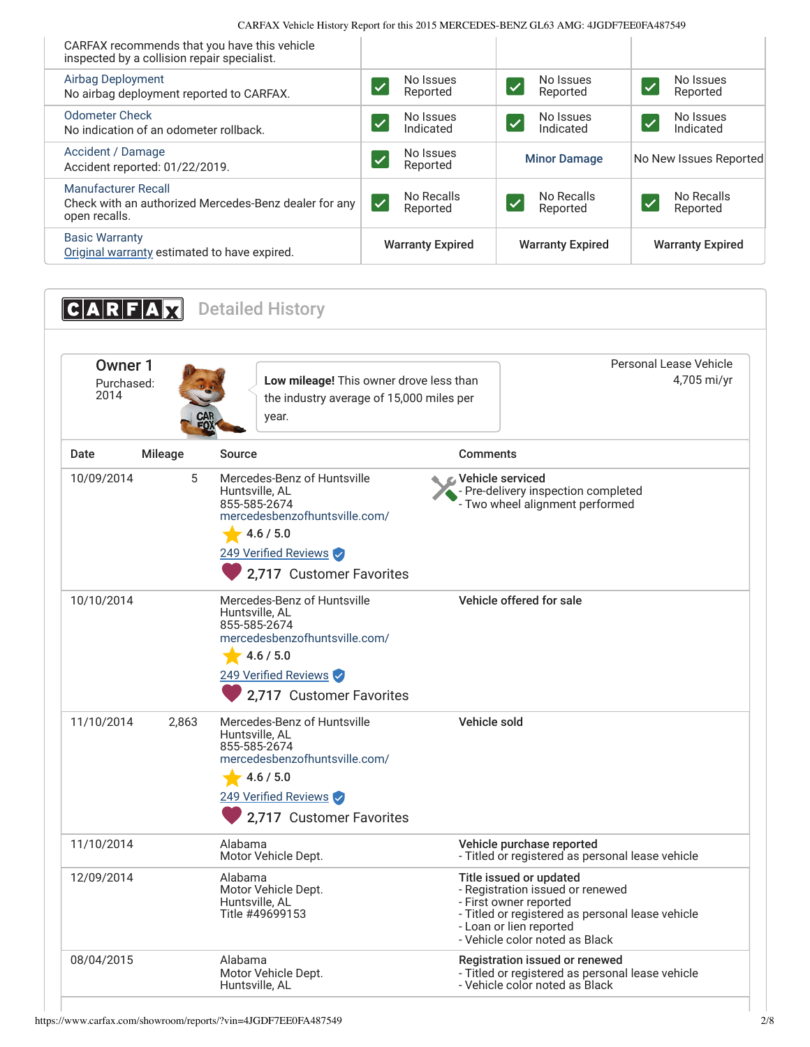| | | | |
|---|---|---|---|
| CARFAX recommends that you have this vehicle inspected by a collision repair specialist. | | | |
| **Airbag Deployment**<br>No airbag deployment reported to CARFAX. | No Issues Reported | No Issues Reported | No Issues Reported |
| **Odometer Check**<br>No indication of an odometer rollback. | No Issues Indicated | No Issues Indicated | No Issues Indicated |
| **Accident / Damage**<br>Accident reported: 01/22/2019. | No Issues Reported | Minor Damage | No New Issues Reported |
| **Manufacturer Recall**<br>Check with an authorized Mercedes-Benz dealer for any open recalls. | No Recalls Reported | No Recalls Reported | No Recalls Reported |
| **Basic Warranty**<br>Original warranty estimated to have expired. | Warranty Expired | Warranty Expired | Warranty Expired |

## CARFAX Detailed History

### Owner 1

Purchased: 2014

**Low mileage!** This owner drove less than the industry average of 15,000 miles per year.

Personal Lease Vehicle
4,705 mi/yr

| Date | Mileage | Source | Comments |
|---|---|---|---|
| 10/09/2014 | 5 | Mercedes-Benz of Huntsville<br>Huntsville, AL<br>855-585-2674<br>mercedesbenzofhuntsville.com/<br>4.6 / 5.0<br>249 Verified Reviews<br>2,717 Customer Favorites | **Vehicle serviced**<br>- Pre-delivery inspection completed<br>- Two wheel alignment performed |
| 10/10/2014 | | Mercedes-Benz of Huntsville<br>Huntsville, AL<br>855-585-2674<br>mercedesbenzofhuntsville.com/<br>4.6 / 5.0<br>249 Verified Reviews<br>2,717 Customer Favorites | **Vehicle offered for sale** |
| 11/10/2014 | 2,863 | Mercedes-Benz of Huntsville<br>Huntsville, AL<br>855-585-2674<br>mercedesbenzofhuntsville.com/<br>4.6 / 5.0<br>249 Verified Reviews<br>2,717 Customer Favorites | **Vehicle sold** |
| 11/10/2014 | | Alabama<br>Motor Vehicle Dept. | **Vehicle purchase reported**<br>- Titled or registered as personal lease vehicle |
| 12/09/2014 | | Alabama<br>Motor Vehicle Dept.<br>Huntsville, AL<br>Title #49699153 | **Title issued or updated**<br>- Registration issued or renewed<br>- First owner reported<br>- Titled or registered as personal lease vehicle<br>- Loan or lien reported<br>- Vehicle color noted as Black |
| 08/04/2015 | | Alabama<br>Motor Vehicle Dept.<br>Huntsville, AL | **Registration issued or renewed**<br>- Titled or registered as personal lease vehicle<br>- Vehicle color noted as Black |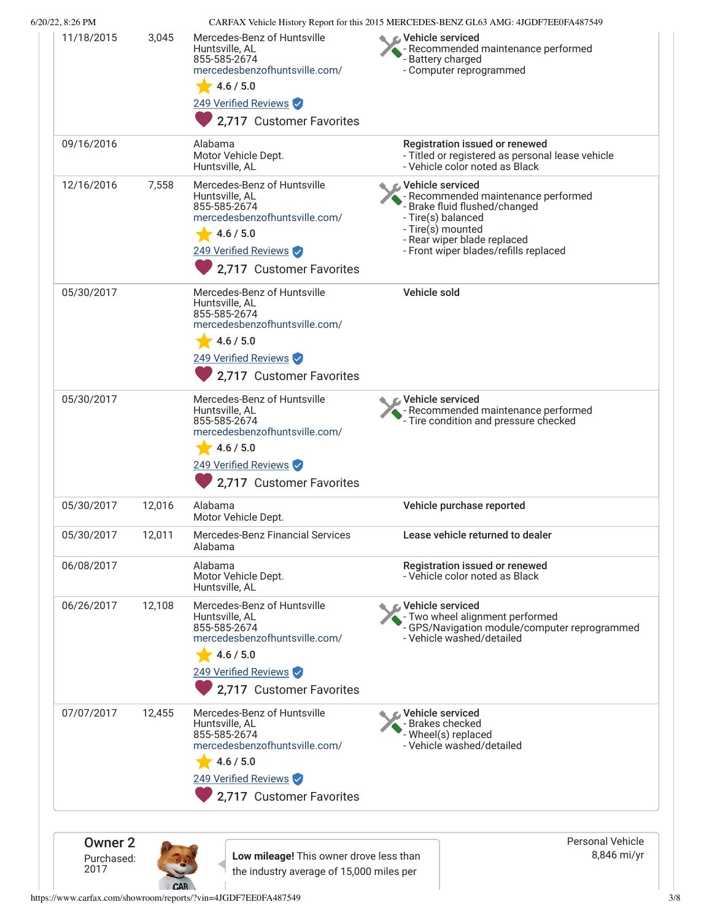| Date | Mileage | Source | Comments |
|---|---|---|---|
| 11/18/2015 | 3,045 | Mercedes-Benz of Huntsville<br>Huntsville, AL<br>855-585-2674<br>mercedesbenzofhuntsville.com/<br>4.6 / 5.0<br>249 Verified Reviews<br>2,717 Customer Favorites | **Vehicle serviced**<br>- Recommended maintenance performed<br>- Battery charged<br>- Computer reprogrammed |
| 09/16/2016 | | Alabama<br>Motor Vehicle Dept.<br>Huntsville, AL | **Registration issued or renewed**<br>- Titled or registered as personal lease vehicle<br>- Vehicle color noted as Black |
| 12/16/2016 | 7,558 | Mercedes-Benz of Huntsville<br>Huntsville, AL<br>855-585-2674<br>mercedesbenzofhuntsville.com/<br>4.6 / 5.0<br>249 Verified Reviews<br>2,717 Customer Favorites | **Vehicle serviced**<br>- Recommended maintenance performed<br>- Brake fluid flushed/changed<br>- Tire(s) balanced<br>- Tire(s) mounted<br>- Rear wiper blade replaced<br>- Front wiper blades/refills replaced |
| 05/30/2017 | | Mercedes-Benz of Huntsville<br>Huntsville, AL<br>855-585-2674<br>mercedesbenzofhuntsville.com/<br>4.6 / 5.0<br>249 Verified Reviews<br>2,717 Customer Favorites | **Vehicle sold** |
| 05/30/2017 | | Mercedes-Benz of Huntsville<br>Huntsville, AL<br>855-585-2674<br>mercedesbenzofhuntsville.com/<br>4.6 / 5.0<br>249 Verified Reviews<br>2,717 Customer Favorites | **Vehicle serviced**<br>- Recommended maintenance performed<br>- Tire condition and pressure checked |
| 05/30/2017 | 12,016 | Alabama<br>Motor Vehicle Dept. | **Vehicle purchase reported** |
| 05/30/2017 | 12,011 | Mercedes-Benz Financial Services<br>Alabama | **Lease vehicle returned to dealer** |
| 06/08/2017 | | Alabama<br>Motor Vehicle Dept.<br>Huntsville, AL | **Registration issued or renewed**<br>- Vehicle color noted as Black |
| 06/26/2017 | 12,108 | Mercedes-Benz of Huntsville<br>Huntsville, AL<br>855-585-2674<br>mercedesbenzofhuntsville.com/<br>4.6 / 5.0<br>249 Verified Reviews<br>2,717 Customer Favorites | **Vehicle serviced**<br>- Two wheel alignment performed<br>- GPS/Navigation module/computer reprogrammed<br>- Vehicle washed/detailed |
| 07/07/2017 | 12,455 | Mercedes-Benz of Huntsville<br>Huntsville, AL<br>855-585-2674<br>mercedesbenzofhuntsville.com/<br>4.6 / 5.0<br>249 Verified Reviews<br>2,717 Customer Favorites | **Vehicle serviced**<br>- Brakes checked<br>- Wheel(s) replaced<br>- Vehicle washed/detailed |

## Owner 2

Purchased: 2017

**Low mileage!** This owner drove less than the industry average of 15,000 miles per

Personal Vehicle
8,846 mi/yr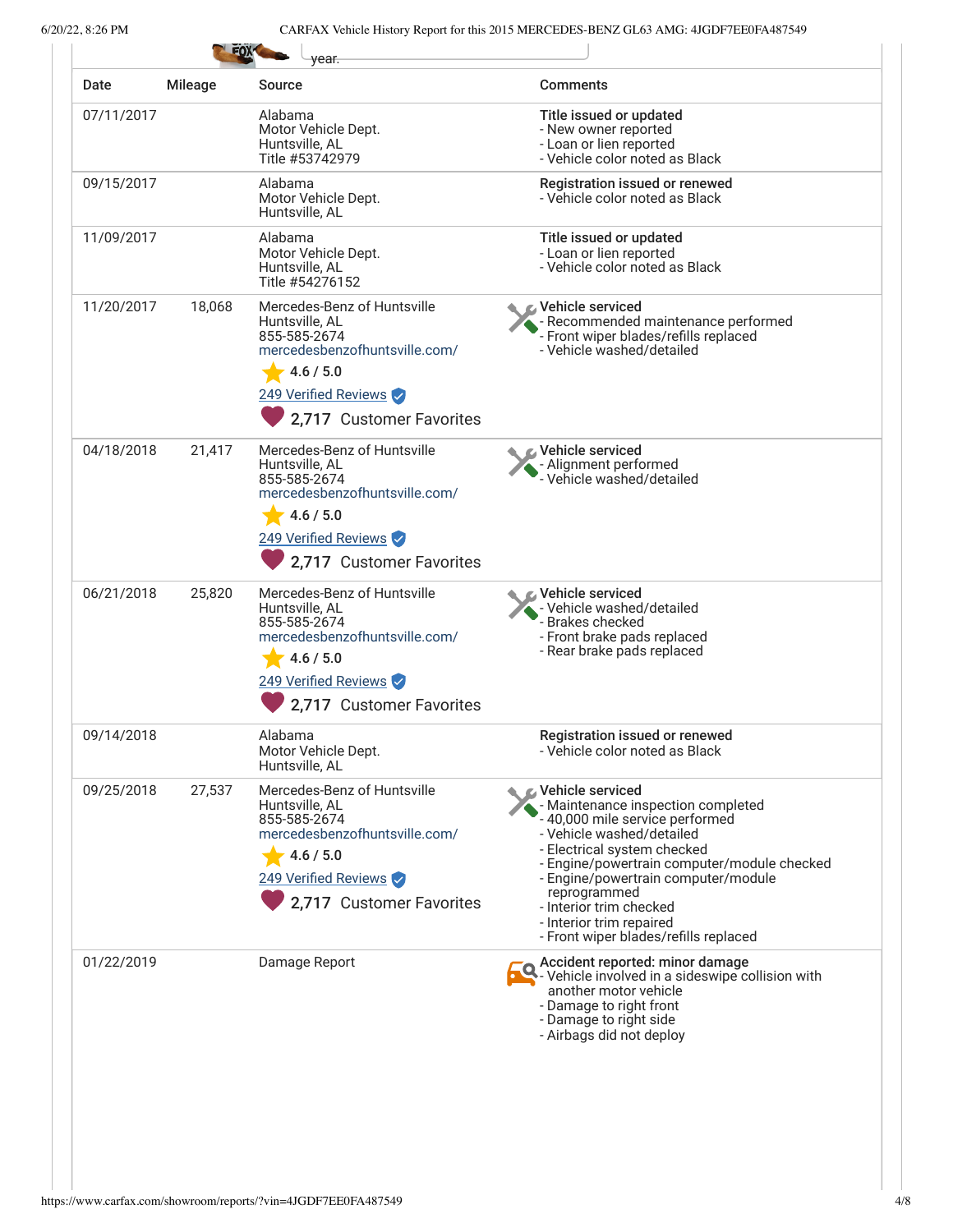year.

| Date | Mileage | Source | Comments |
|---|---|---|---|
| 07/11/2017 | | Alabama<br>Motor Vehicle Dept.<br>Huntsville, AL<br>Title #53742979 | **Title issued or updated**<br>- New owner reported<br>- Loan or lien reported<br>- Vehicle color noted as Black |
| 09/15/2017 | | Alabama<br>Motor Vehicle Dept.<br>Huntsville, AL | **Registration issued or renewed**<br>- Vehicle color noted as Black |
| 11/09/2017 | | Alabama<br>Motor Vehicle Dept.<br>Huntsville, AL<br>Title #54276152 | **Title issued or updated**<br>- Loan or lien reported<br>- Vehicle color noted as Black |
| 11/20/2017 | 18,068 | Mercedes-Benz of Huntsville<br>Huntsville, AL<br>855-585-2674<br>mercedesbenzofhuntsville.com/<br>4.6 / 5.0<br>249 Verified Reviews<br>2,717 Customer Favorites | **Vehicle serviced**<br>- Recommended maintenance performed<br>- Front wiper blades/refills replaced<br>- Vehicle washed/detailed |
| 04/18/2018 | 21,417 | Mercedes-Benz of Huntsville<br>Huntsville, AL<br>855-585-2674<br>mercedesbenzofhuntsville.com/<br>4.6 / 5.0<br>249 Verified Reviews<br>2,717 Customer Favorites | **Vehicle serviced**<br>- Alignment performed<br>- Vehicle washed/detailed |
| 06/21/2018 | 25,820 | Mercedes-Benz of Huntsville<br>Huntsville, AL<br>855-585-2674<br>mercedesbenzofhuntsville.com/<br>4.6 / 5.0<br>249 Verified Reviews<br>2,717 Customer Favorites | **Vehicle serviced**<br>- Vehicle washed/detailed<br>- Brakes checked<br>- Front brake pads replaced<br>- Rear brake pads replaced |
| 09/14/2018 | | Alabama<br>Motor Vehicle Dept.<br>Huntsville, AL | **Registration issued or renewed**<br>- Vehicle color noted as Black |
| 09/25/2018 | 27,537 | Mercedes-Benz of Huntsville<br>Huntsville, AL<br>855-585-2674<br>mercedesbenzofhuntsville.com/<br>4.6 / 5.0<br>249 Verified Reviews<br>2,717 Customer Favorites | **Vehicle serviced**<br>- Maintenance inspection completed<br>- 40,000 mile service performed<br>- Vehicle washed/detailed<br>- Electrical system checked<br>- Engine/powertrain computer/module checked<br>- Engine/powertrain computer/module reprogrammed<br>- Interior trim checked<br>- Interior trim repaired<br>- Front wiper blades/refills replaced |
| 01/22/2019 | | Damage Report | **Accident reported: minor damage**<br>- Vehicle involved in a sideswipe collision with another motor vehicle<br>- Damage to right front<br>- Damage to right side<br>- Airbags did not deploy |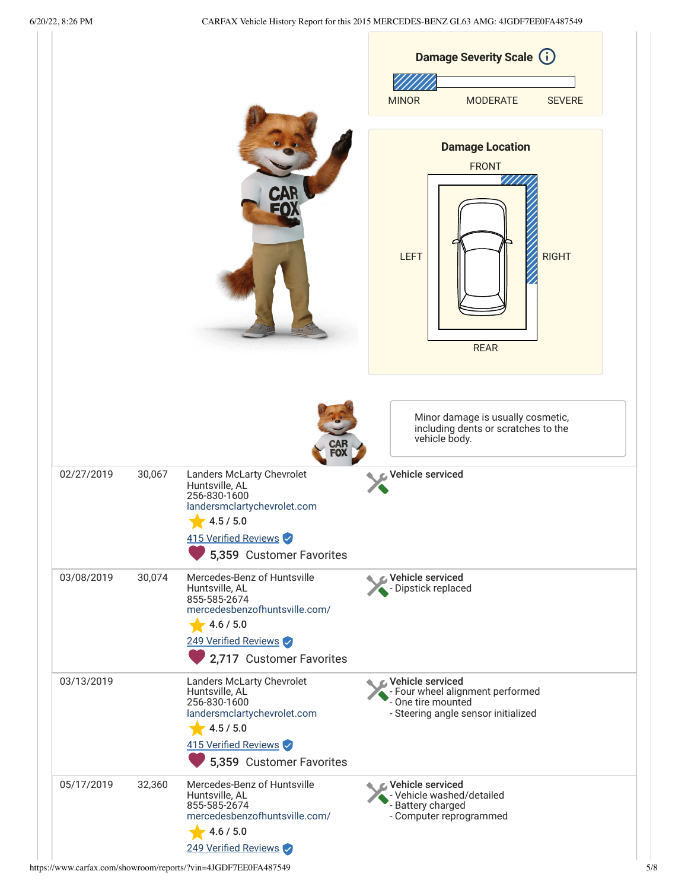**Damage Severity Scale**

MINOR | MODERATE | SEVERE

**Damage Location**

FRONT

LEFT | RIGHT

REAR

Minor damage is usually cosmetic, including dents or scratches to the vehicle body.

| Date | Mileage | Source | Comments |
|---|---|---|---|
| 02/27/2019 | 30,067 | Landers McLarty Chevrolet<br>Huntsville, AL<br>256-830-1600<br>landersmclartychevrolet.com<br>4.5 / 5.0<br>415 Verified Reviews<br>5,359 Customer Favorites | **Vehicle serviced** |
| 03/08/2019 | 30,074 | Mercedes-Benz of Huntsville<br>Huntsville, AL<br>855-585-2674<br>mercedesbenzofhuntsville.com/<br>4.6 / 5.0<br>249 Verified Reviews<br>2,717 Customer Favorites | **Vehicle serviced**<br>- Dipstick replaced |
| 03/13/2019 | | Landers McLarty Chevrolet<br>Huntsville, AL<br>256-830-1600<br>landersmclartychevrolet.com<br>4.5 / 5.0<br>415 Verified Reviews<br>5,359 Customer Favorites | **Vehicle serviced**<br>- Four wheel alignment performed<br>- One tire mounted<br>- Steering angle sensor initialized |
| 05/17/2019 | 32,360 | Mercedes-Benz of Huntsville<br>Huntsville, AL<br>855-585-2674<br>mercedesbenzofhuntsville.com/<br>4.6 / 5.0<br>249 Verified Reviews | **Vehicle serviced**<br>- Vehicle washed/detailed<br>- Battery charged<br>- Computer reprogrammed |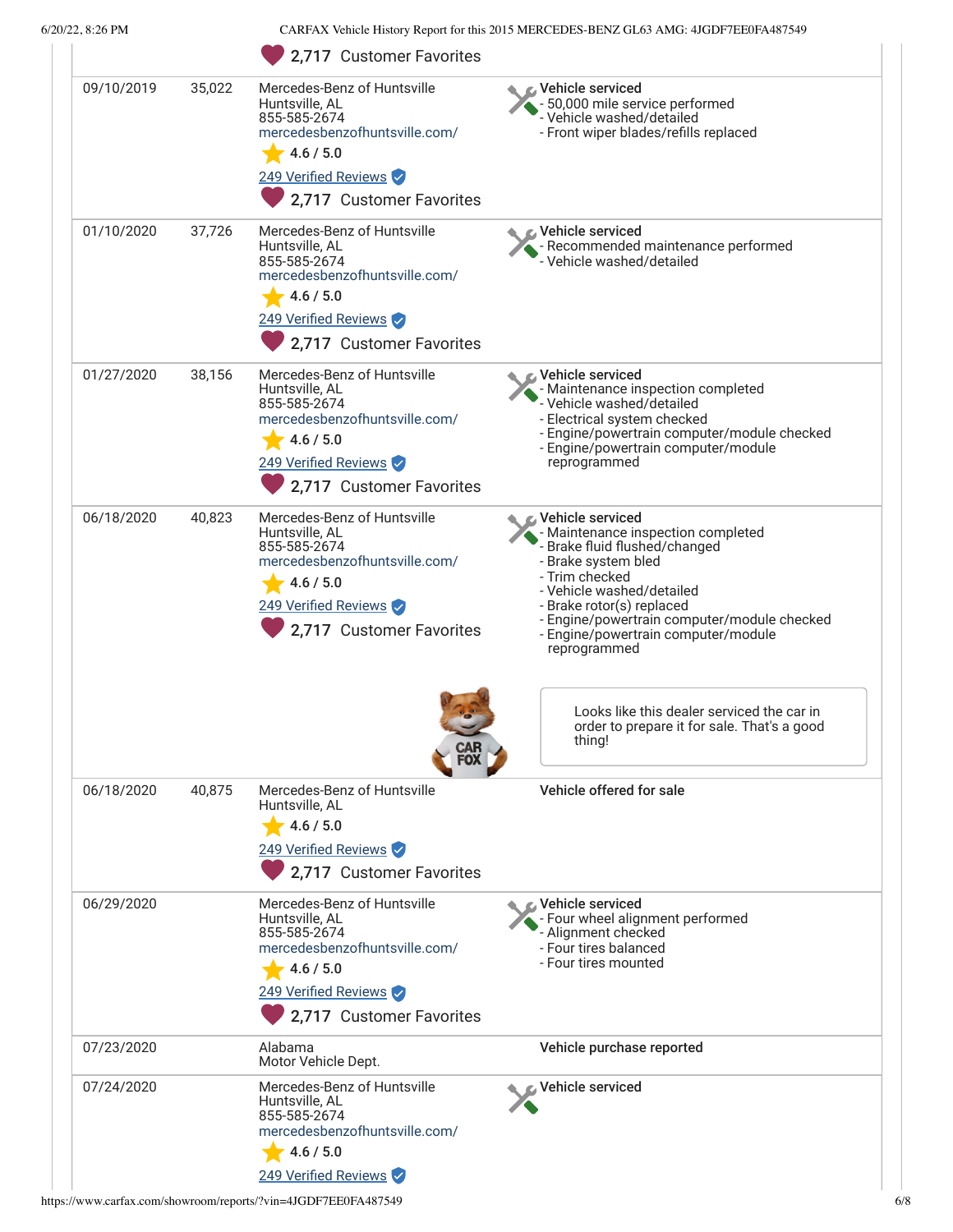| | | | |
|---|---|---|---|
| | | 2,717 Customer Favorites | |
| 09/10/2019 | 35,022 | Mercedes-Benz of Huntsville<br>Huntsville, AL<br>855-585-2674<br>mercedesbenzofhuntsville.com/<br>4.6 / 5.0<br>249 Verified Reviews<br>2,717 Customer Favorites | **Vehicle serviced**<br>- 50,000 mile service performed<br>- Vehicle washed/detailed<br>- Front wiper blades/refills replaced |
| 01/10/2020 | 37,726 | Mercedes-Benz of Huntsville<br>Huntsville, AL<br>855-585-2674<br>mercedesbenzofhuntsville.com/<br>4.6 / 5.0<br>249 Verified Reviews<br>2,717 Customer Favorites | **Vehicle serviced**<br>- Recommended maintenance performed<br>- Vehicle washed/detailed |
| 01/27/2020 | 38,156 | Mercedes-Benz of Huntsville<br>Huntsville, AL<br>855-585-2674<br>mercedesbenzofhuntsville.com/<br>4.6 / 5.0<br>249 Verified Reviews<br>2,717 Customer Favorites | **Vehicle serviced**<br>- Maintenance inspection completed<br>- Vehicle washed/detailed<br>- Electrical system checked<br>- Engine/powertrain computer/module checked<br>- Engine/powertrain computer/module reprogrammed |
| 06/18/2020 | 40,823 | Mercedes-Benz of Huntsville<br>Huntsville, AL<br>855-585-2674<br>mercedesbenzofhuntsville.com/<br>4.6 / 5.0<br>249 Verified Reviews<br>2,717 Customer Favorites | **Vehicle serviced**<br>- Maintenance inspection completed<br>- Brake fluid flushed/changed<br>- Brake system bled<br>- Trim checked<br>- Vehicle washed/detailed<br>- Brake rotor(s) replaced<br>- Engine/powertrain computer/module checked<br>- Engine/powertrain computer/module reprogrammed<br><br>CAR FOX: Looks like this dealer serviced the car in order to prepare it for sale. That's a good thing! |
| 06/18/2020 | 40,875 | Mercedes-Benz of Huntsville<br>Huntsville, AL<br>4.6 / 5.0<br>249 Verified Reviews<br>2,717 Customer Favorites | **Vehicle offered for sale** |
| 06/29/2020 | | Mercedes-Benz of Huntsville<br>Huntsville, AL<br>855-585-2674<br>mercedesbenzofhuntsville.com/<br>4.6 / 5.0<br>249 Verified Reviews<br>2,717 Customer Favorites | **Vehicle serviced**<br>- Four wheel alignment performed<br>- Alignment checked<br>- Four tires balanced<br>- Four tires mounted |
| 07/23/2020 | | Alabama<br>Motor Vehicle Dept. | **Vehicle purchase reported** |
| 07/24/2020 | | Mercedes-Benz of Huntsville<br>Huntsville, AL<br>855-585-2674<br>mercedesbenzofhuntsville.com/<br>4.6 / 5.0<br>249 Verified Reviews | **Vehicle serviced** |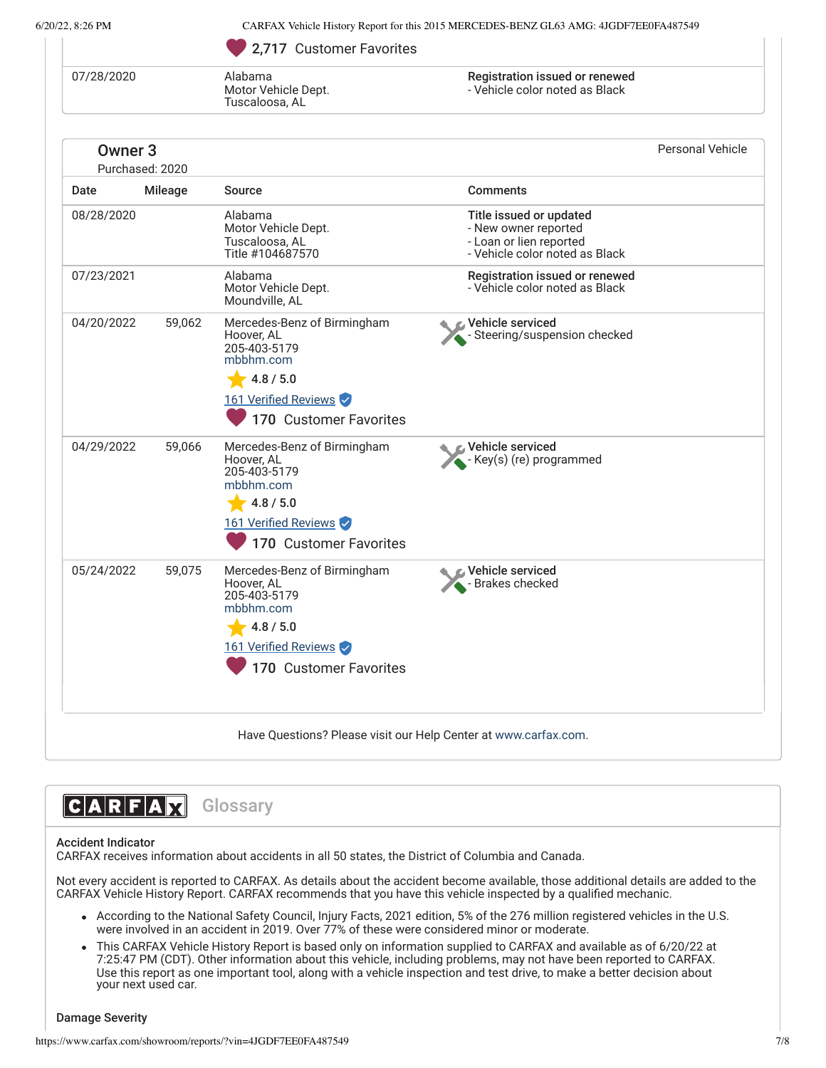2,717 Customer Favorites

| Date | Mileage | Source | Comments |
|---|---|---|---|
| 07/28/2020 | | Alabama<br>Motor Vehicle Dept.<br>Tuscaloosa, AL | **Registration issued or renewed**<br>- Vehicle color noted as Black |

## Owner 3

Purchased: 2020

Personal Vehicle

| Date | Mileage | Source | Comments |
|---|---|---|---|
| 08/28/2020 | | Alabama<br>Motor Vehicle Dept.<br>Tuscaloosa, AL<br>Title #104687570 | **Title issued or updated**<br>- New owner reported<br>- Loan or lien reported<br>- Vehicle color noted as Black |
| 07/23/2021 | | Alabama<br>Motor Vehicle Dept.<br>Moundville, AL | **Registration issued or renewed**<br>- Vehicle color noted as Black |
| 04/20/2022 | 59,062 | Mercedes-Benz of Birmingham<br>Hoover, AL<br>205-403-5179<br>mbbhm.com<br>4.8 / 5.0<br>161 Verified Reviews<br>170 Customer Favorites | **Vehicle serviced**<br>- Steering/suspension checked |
| 04/29/2022 | 59,066 | Mercedes-Benz of Birmingham<br>Hoover, AL<br>205-403-5179<br>mbbhm.com<br>4.8 / 5.0<br>161 Verified Reviews<br>170 Customer Favorites | **Vehicle serviced**<br>- Key(s) (re) programmed |
| 05/24/2022 | 59,075 | Mercedes-Benz of Birmingham<br>Hoover, AL<br>205-403-5179<br>mbbhm.com<br>4.8 / 5.0<br>161 Verified Reviews<br>170 Customer Favorites | **Vehicle serviced**<br>- Brakes checked |

Have Questions? Please visit our Help Center at www.carfax.com.

## CARFAX Glossary

**Accident Indicator**

CARFAX receives information about accidents in all 50 states, the District of Columbia and Canada.

Not every accident is reported to CARFAX. As details about the accident become available, those additional details are added to the CARFAX Vehicle History Report. CARFAX recommends that you have this vehicle inspected by a qualified mechanic.

- According to the National Safety Council, Injury Facts, 2021 edition, 5% of the 276 million registered vehicles in the U.S. were involved in an accident in 2019. Over 77% of these were considered minor or moderate.
- This CARFAX Vehicle History Report is based only on information supplied to CARFAX and available as of 6/20/22 at 7:25:47 PM (CDT). Other information about this vehicle, including problems, may not have been reported to CARFAX. Use this report as one important tool, along with a vehicle inspection and test drive, to make a better decision about your next used car.

**Damage Severity**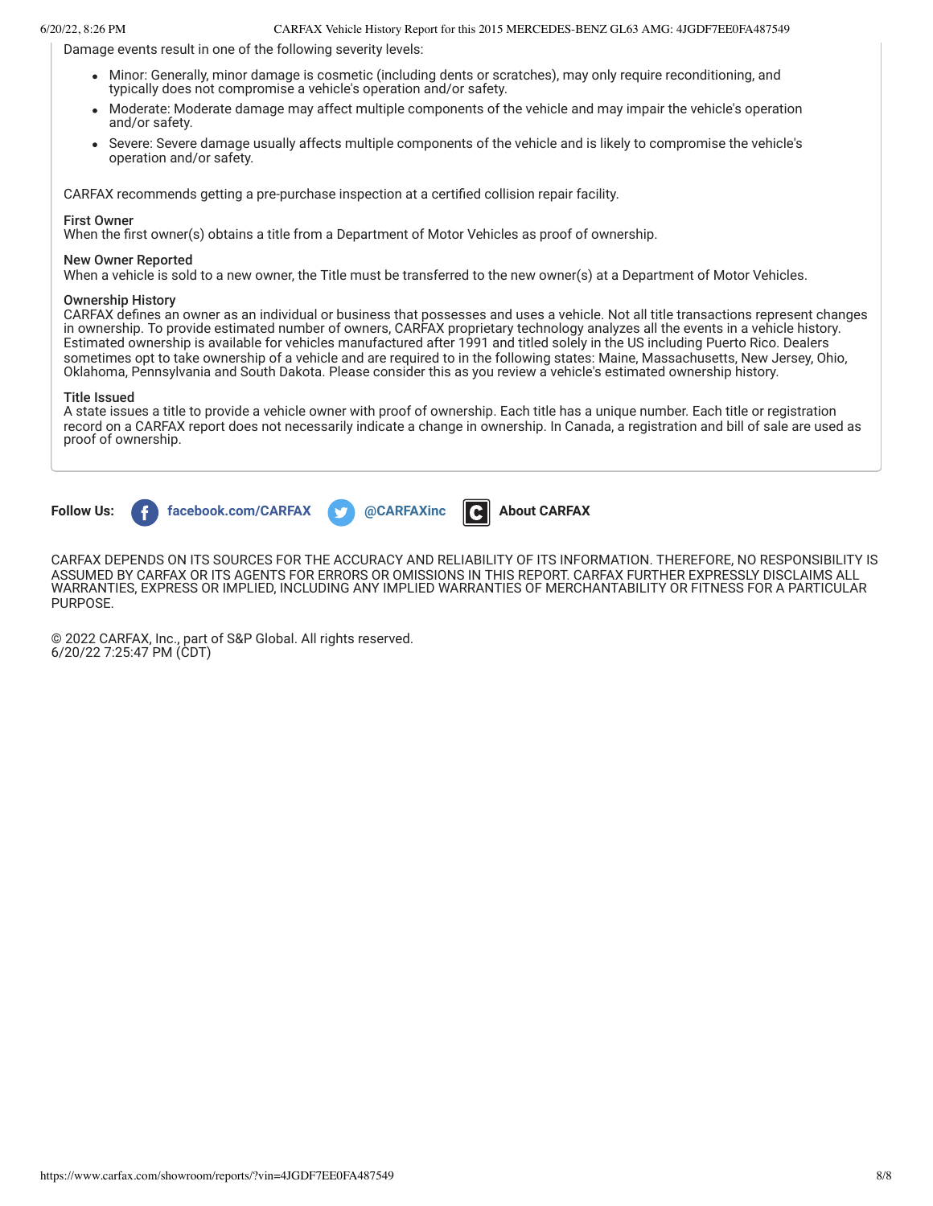Damage events result in one of the following severity levels:

- Minor: Generally, minor damage is cosmetic (including dents or scratches), may only require reconditioning, and typically does not compromise a vehicle's operation and/or safety.
- Moderate: Moderate damage may affect multiple components of the vehicle and may impair the vehicle's operation and/or safety.
- Severe: Severe damage usually affects multiple components of the vehicle and is likely to compromise the vehicle's operation and/or safety.

CARFAX recommends getting a pre-purchase inspection at a certified collision repair facility.

**First Owner**
When the first owner(s) obtains a title from a Department of Motor Vehicles as proof of ownership.

**New Owner Reported**
When a vehicle is sold to a new owner, the Title must be transferred to the new owner(s) at a Department of Motor Vehicles.

**Ownership History**
CARFAX defines an owner as an individual or business that possesses and uses a vehicle. Not all title transactions represent changes in ownership. To provide estimated number of owners, CARFAX proprietary technology analyzes all the events in a vehicle history. Estimated ownership is available for vehicles manufactured after 1991 and titled solely in the US including Puerto Rico. Dealers sometimes opt to take ownership of a vehicle and are required to in the following states: Maine, Massachusetts, New Jersey, Ohio, Oklahoma, Pennsylvania and South Dakota. Please consider this as you review a vehicle's estimated ownership history.

**Title Issued**
A state issues a title to provide a vehicle owner with proof of ownership. Each title has a unique number. Each title or registration record on a CARFAX report does not necessarily indicate a change in ownership. In Canada, a registration and bill of sale are used as proof of ownership.

**Follow Us:** facebook.com/CARFAX @CARFAXinc **About CARFAX**

CARFAX DEPENDS ON ITS SOURCES FOR THE ACCURACY AND RELIABILITY OF ITS INFORMATION. THEREFORE, NO RESPONSIBILITY IS ASSUMED BY CARFAX OR ITS AGENTS FOR ERRORS OR OMISSIONS IN THIS REPORT. CARFAX FURTHER EXPRESSLY DISCLAIMS ALL WARRANTIES, EXPRESS OR IMPLIED, INCLUDING ANY IMPLIED WARRANTIES OF MERCHANTABILITY OR FITNESS FOR A PARTICULAR PURPOSE.

© 2022 CARFAX, Inc., part of S&P Global. All rights reserved.
6/20/22 7:25:47 PM (CDT)